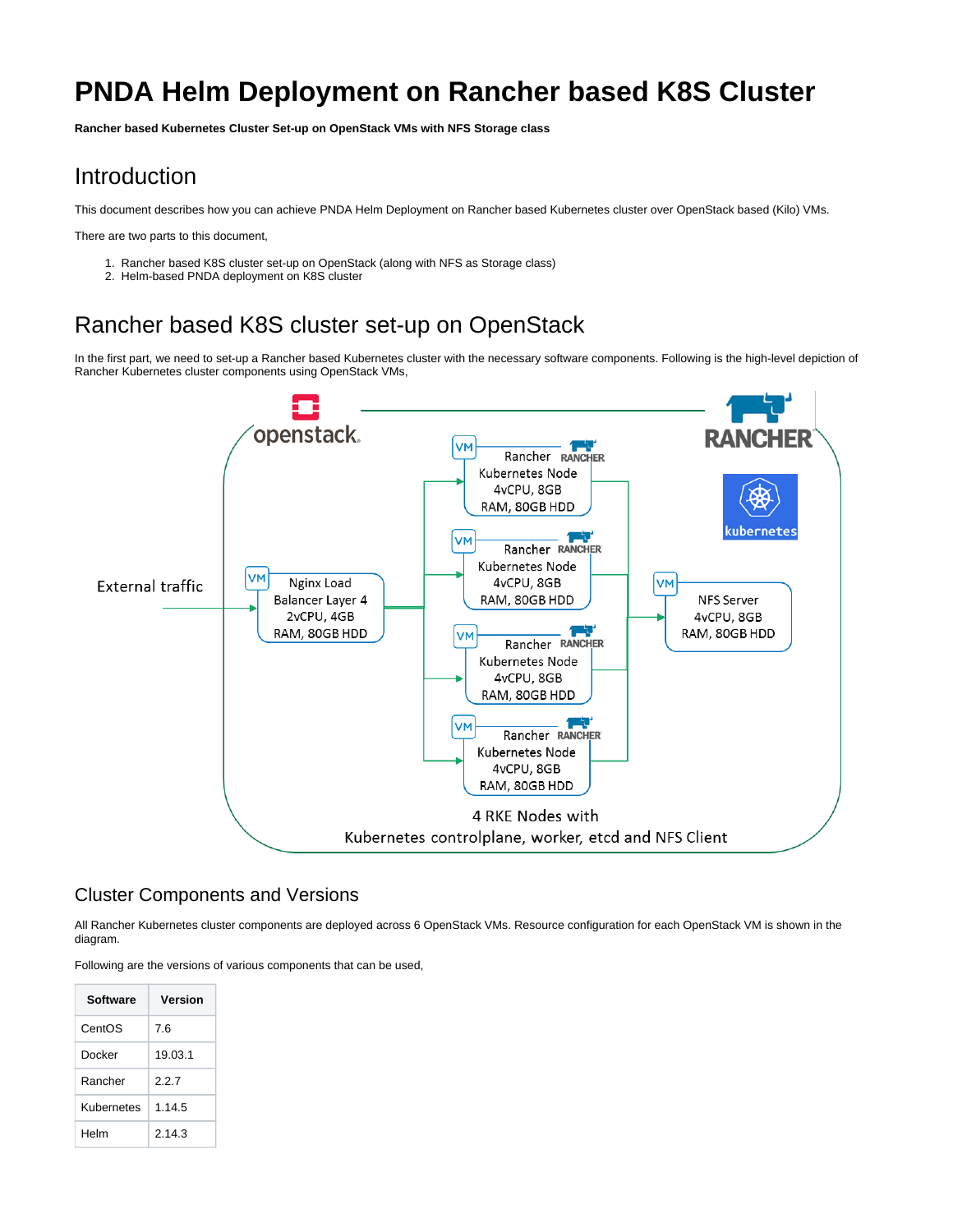# PNDA Helm Deployment on Rancher based K8S Cluster

**Rancher based Kubernetes Cluster Set-up on OpenStack VMs with NFS Storage class**

## Introduction

This document describes how you can achieve PNDA Helm Deployment on Rancher based Kubernetes cluster over OpenStack based (Kilo) VMs.

There are two parts to this document,

1. Rancher based K8S cluster set-up on OpenStack (along with NFS as Storage class)
2. Helm-based PNDA deployment on K8S cluster

## Rancher based K8S cluster set-up on OpenStack

In the first part, we need to set-up a Rancher based Kubernetes cluster with the necessary software components. Following is the high-level depiction of Rancher Kubernetes cluster components using OpenStack VMs,

### Cluster Components and Versions

All Rancher Kubernetes cluster components are deployed across 6 OpenStack VMs. Resource configuration for each OpenStack VM is shown in the diagram.

Following are the versions of various components that can be used,

| Software | Version |
|---|---|
| CentOS | 7.6 |
| Docker | 19.03.1 |
| Rancher | 2.2.7 |
| Kubernetes | 1.14.5 |
| Helm | 2.14.3 |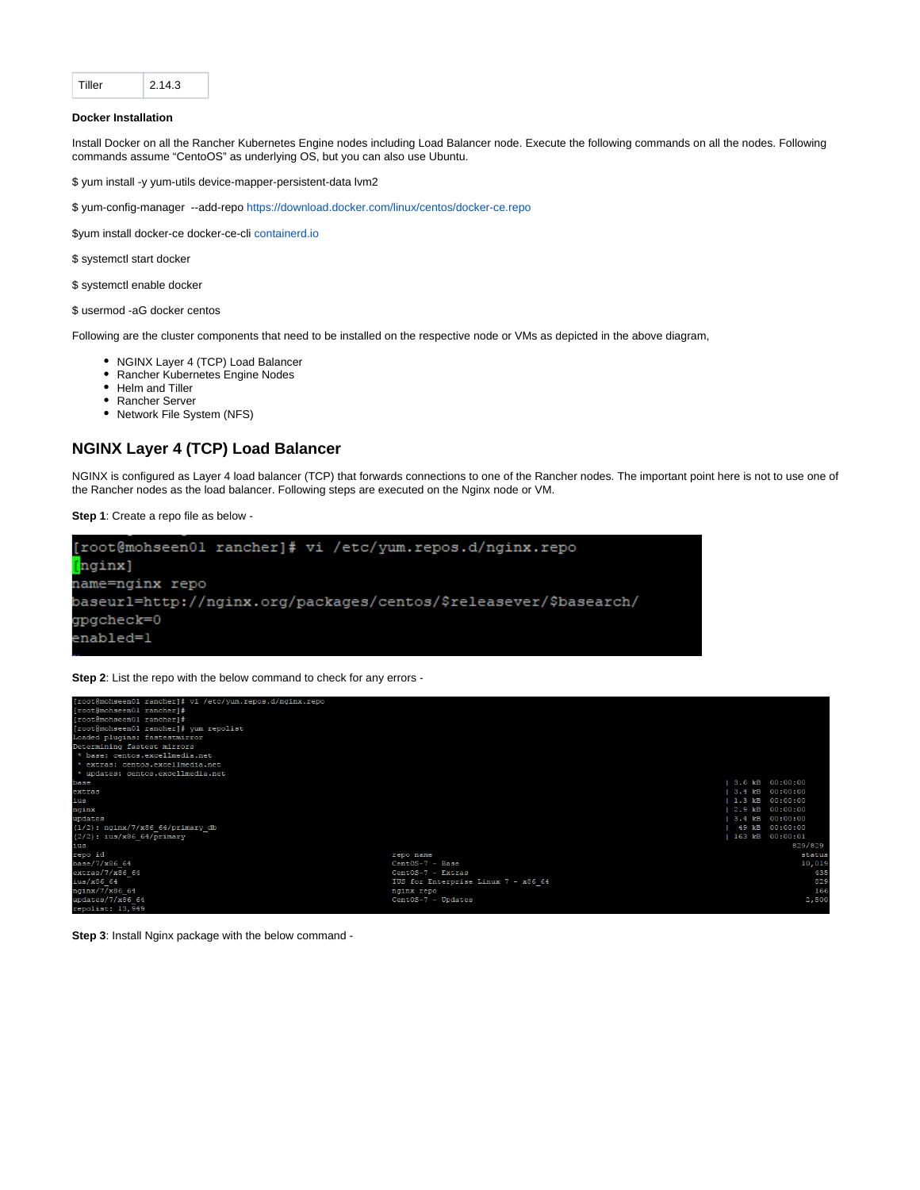| Tiller | 2.14.3 |
|---|---|

**Docker Installation**

Install Docker on all the Rancher Kubernetes Engine nodes including Load Balancer node. Execute the following commands on all the nodes. Following commands assume "CentOS" as underlying OS, but you can also use Ubuntu.

$ yum install -y yum-utils device-mapper-persistent-data lvm2

$ yum-config-manager --add-repo https://download.docker.com/linux/centos/docker-ce.repo

$yum install docker-ce docker-ce-cli containerd.io

$ systemctl start docker

$ systemctl enable docker

$ usermod -aG docker centos

Following are the cluster components that need to be installed on the respective node or VMs as depicted in the above diagram,

- NGINX Layer 4 (TCP) Load Balancer
- Rancher Kubernetes Engine Nodes
- Helm and Tiller
- Rancher Server
- Network File System (NFS)

## NGINX Layer 4 (TCP) Load Balancer

NGINX is configured as Layer 4 load balancer (TCP) that forwards connections to one of the Rancher nodes. The important point here is not to use one of the Rancher nodes as the load balancer. Following steps are executed on the Nginx node or VM.

**Step 1**: Create a repo file as below -

```
[root@mohseen01 rancher]# vi /etc/yum.repos.d/nginx.repo
[nginx]
name=nginx repo
baseurl=http://nginx.org/packages/centos/$releasever/$basearch/
gpgcheck=0
enabled=1
```

**Step 2**: List the repo with the below command to check for any errors -

```
[root@mohseen01 rancher]# vi /etc/yum.repos.d/nginx.repo
[root@mohseen01 rancher]#
[root@mohseen01 rancher]#
[root@mohseen01 rancher]# yum repolist
Loaded plugins: fastestmirror
Determining fastest mirrors
 * base: centos.excellmedia.net
 * extras: centos.excellmedia.net
 * updates: centos.excellmedia.net
base                                                     | 3.6 kB  00:00:00
extras                                                   | 3.4 kB  00:00:00
ius                                                      | 1.3 kB  00:00:00
nginx                                                    | 2.9 kB  00:00:00
updates                                                  | 3.4 kB  00:00:00
(1/2): nginx/7/x86_64/primary_db                         |  49 kB  00:00:00
(2/2): ius/x86_64/primary                                | 163 kB  00:00:01
ius                                                                 829/829
repo id                  repo name                                   status
base/7/x86_64            CentOS-7 - Base                             10,019
extras/7/x86_64          CentOS-7 - Extras                              435
ius/x86_64               IUS for Enterprise Linux 7 - x86_64            829
nginx/7/x86_64           nginx repo                                     166
updates/7/x86_64         CentOS-7 - Updates                           2,500
repolist: 13,949
```

**Step 3**: Install Nginx package with the below command -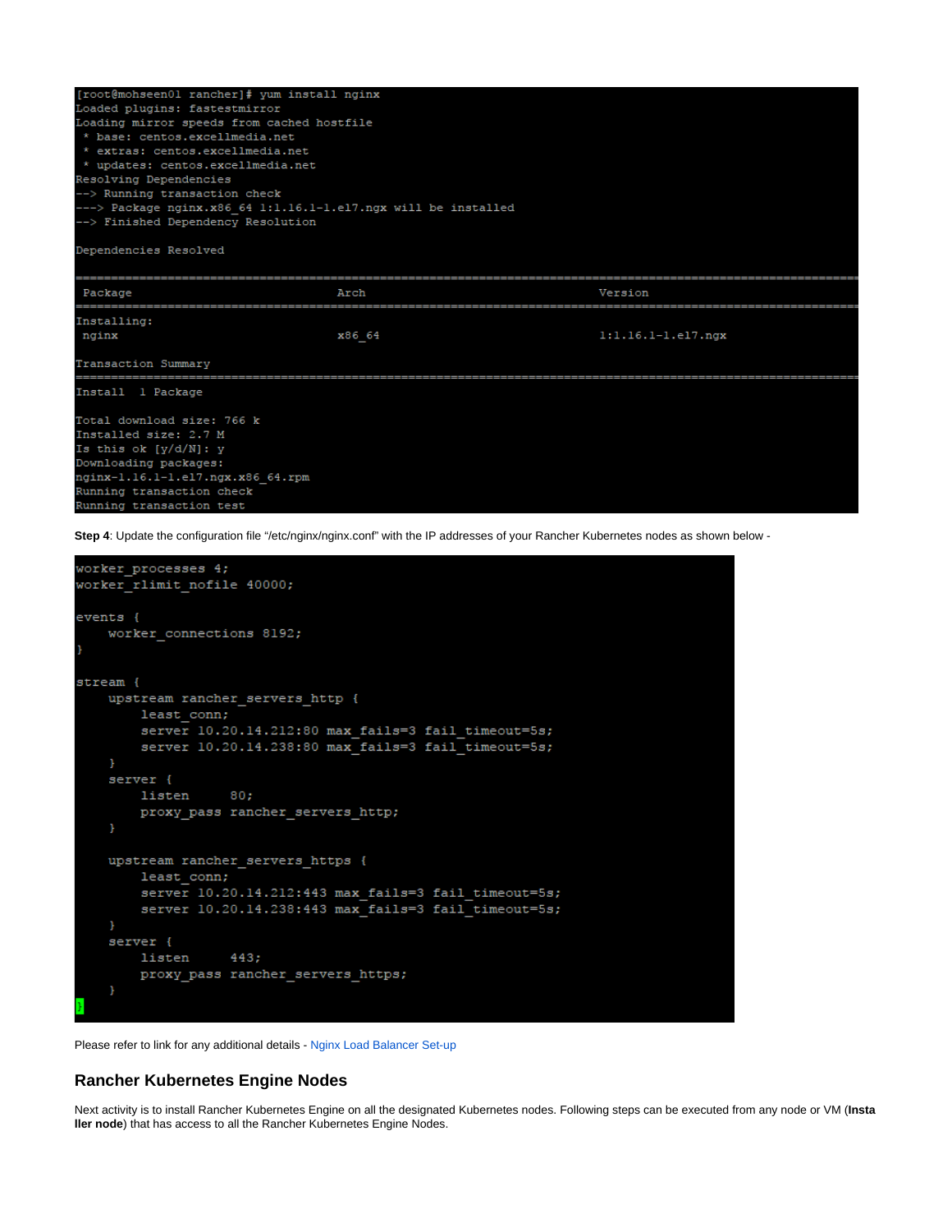```
[root@mohseen01 rancher]# yum install nginx
Loaded plugins: fastestmirror
Loading mirror speeds from cached hostfile
 * base: centos.excellmedia.net
 * extras: centos.excellmedia.net
 * updates: centos.excellmedia.net
Resolving Dependencies
--> Running transaction check
---> Package nginx.x86_64 1:1.16.1-1.el7.ngx will be installed
--> Finished Dependency Resolution

Dependencies Resolved

================================================================================
 Package                    Arch                     Version
================================================================================
Installing:
 nginx                      x86_64                   1:1.16.1-1.el7.ngx

Transaction Summary
================================================================================
Install  1 Package

Total download size: 766 k
Installed size: 2.7 M
Is this ok [y/d/N]: y
Downloading packages:
nginx-1.16.1-1.el7.ngx.x86_64.rpm
Running transaction check
Running transaction test
```

**Step 4**: Update the configuration file "/etc/nginx/nginx.conf" with the IP addresses of your Rancher Kubernetes nodes as shown below -

```
worker_processes 4;
worker_rlimit_nofile 40000;

events {
    worker_connections 8192;
}

stream {
    upstream rancher_servers_http {
        least_conn;
        server 10.20.14.212:80 max_fails=3 fail_timeout=5s;
        server 10.20.14.238:80 max_fails=3 fail_timeout=5s;
    }
    server {
        listen     80;
        proxy_pass rancher_servers_http;
    }

    upstream rancher_servers_https {
        least_conn;
        server 10.20.14.212:443 max_fails=3 fail_timeout=5s;
        server 10.20.14.238:443 max_fails=3 fail_timeout=5s;
    }
    server {
        listen     443;
        proxy_pass rancher_servers_https;
    }
}
```

Please refer to link for any additional details - Nginx Load Balancer Set-up

## Rancher Kubernetes Engine Nodes

Next activity is to install Rancher Kubernetes Engine on all the designated Kubernetes nodes. Following steps can be executed from any node or VM (**Installer node**) that has access to all the Rancher Kubernetes Engine Nodes.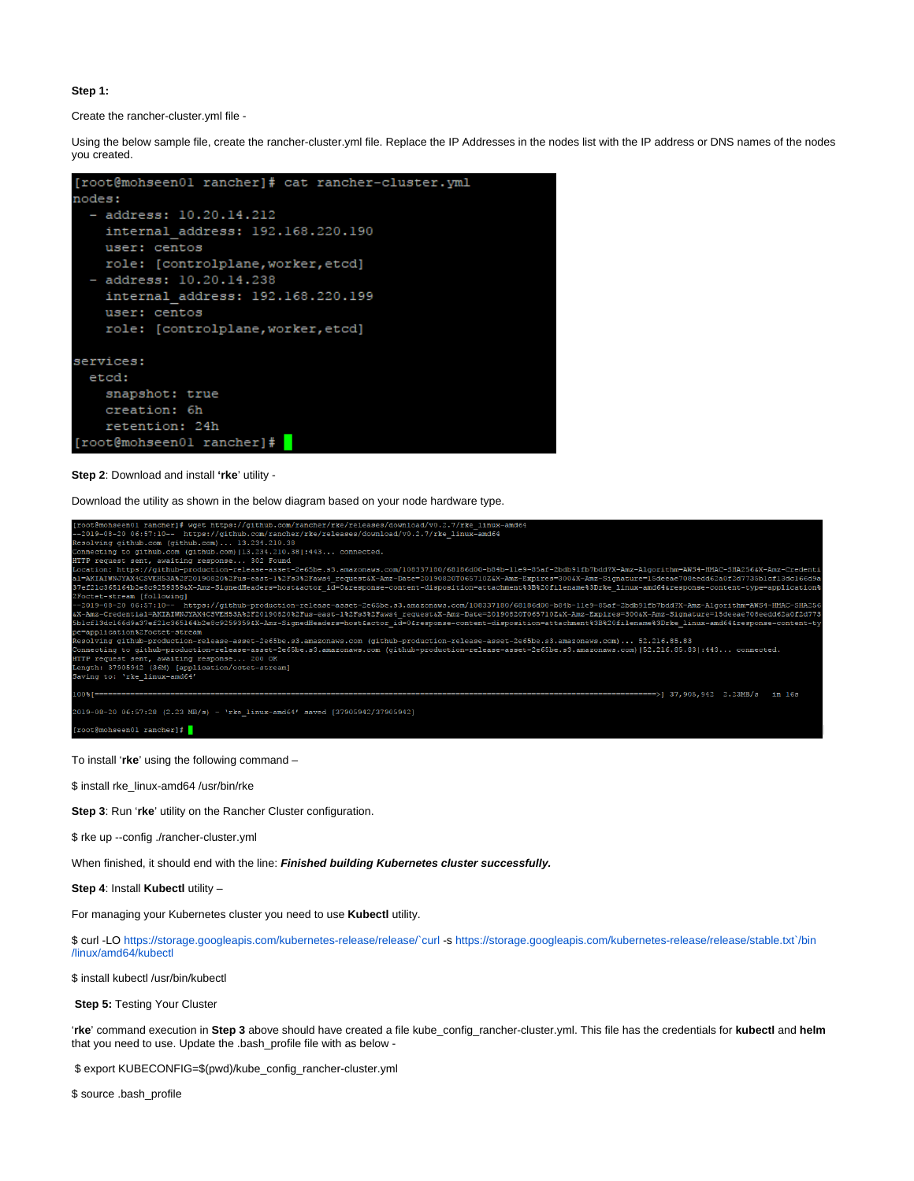**Step 1:**

Create the rancher-cluster.yml file -

Using the below sample file, create the rancher-cluster.yml file. Replace the IP Addresses in the nodes list with the IP address or DNS names of the nodes you created.

```
[root@mohseen01 rancher]# cat rancher-cluster.yml
nodes:
  - address: 10.20.14.212
    internal_address: 192.168.220.190
    user: centos
    role: [controlplane,worker,etcd]
  - address: 10.20.14.238
    internal_address: 192.168.220.199
    user: centos
    role: [controlplane,worker,etcd]

services:
  etcd:
    snapshot: true
    creation: 6h
    retention: 24h
[root@mohseen01 rancher]#
```

**Step 2**: Download and install '**rke**' utility -

Download the utility as shown in the below diagram based on your node hardware type.

```
[root@mohseen01 rancher]# wget https://github.com/rancher/rke/releases/download/v0.2.7/rke_linux-amd64
--2019-08-20 06:57:10--  https://github.com/rancher/rke/releases/download/v0.2.7/rke_linux-amd64
Resolving github.com (github.com)... 13.234.210.38
Connecting to github.com (github.com)|13.234.210.38|:443... connected.
HTTP request sent, awaiting response... 302 Found
Location: https://github-production-release-asset-2e65be.s3.amazonaws.com/108337180/68186d00-b84b-11e9-85af-2bdb91fb7bdd?X-Amz-Algorithm=AWS4-HMAC-SHA256&X-Amz-Credential=AKIAIWNJYAX4CSVEH53A%2F20190820%2Fus-east-1%2Fs3%2Faws4_request&X-Amz-Date=20190820T065710Z&X-Amz-Expires=300&X-Amz-Signature=15deeac708eedd62a0f2d7735b1cf13dc166d9a37ef21c365164b2e8c9259359&X-Amz-SignedHeaders=host&actor_id=0&response-content-disposition=attachment%3B%20filename%3Drke_linux-amd64&response-content-type=application%2Foctet-stream [following]
--2019-08-20 06:57:10--  https://github-production-release-asset-2e65be.s3.amazonaws.com/108337180/68186d00-b84b-11e9-85af-2bdb91fb7bdd?X-Amz-Algorithm=AWS4-HMAC-SHA256&X-Amz-Credential=AKIAIWNJYAX4CSVEH53A%2F20190820%2Fus-east-1%2Fs3%2Faws4_request&X-Amz-Date=20190820T065710Z&X-Amz-Expires=300&X-Amz-Signature=15deeac708eedd62a0f2d7735b1cf13dc166d9a37ef21c365164b2e8c9259359&X-Amz-SignedHeaders=host&actor_id=0&response-content-disposition=attachment%3B%20filename%3Drke_linux-amd64&response-content-type=application%2Foctet-stream
Resolving github-production-release-asset-2e65be.s3.amazonaws.com (github-production-release-asset-2e65be.s3.amazonaws.com)... 52.216.85.83
Connecting to github-production-release-asset-2e65be.s3.amazonaws.com (github-production-release-asset-2e65be.s3.amazonaws.com)|52.216.85.83|:443... connected.
HTTP request sent, awaiting response... 200 OK
Length: 37905942 (36M) [application/octet-stream]
Saving to: 'rke_linux-amd64'

100%[=======================================================================>] 37,905,942  2.23MB/s   in 16s

2019-08-20 06:57:28 (2.23 MB/s) - 'rke_linux-amd64' saved [37905942/37905942]

[root@mohseen01 rancher]#
```

To install '**rke**' using the following command –

$ install rke_linux-amd64 /usr/bin/rke

**Step 3**: Run '**rke**' utility on the Rancher Cluster configuration.

$ rke up --config ./rancher-cluster.yml

When finished, it should end with the line: ***Finished building Kubernetes cluster successfully.***

**Step 4**: Install **Kubectl** utility –

For managing your Kubernetes cluster you need to use **Kubectl** utility.

$ curl -LO https://storage.googleapis.com/kubernetes-release/release/`curl -s https://storage.googleapis.com/kubernetes-release/release/stable.txt`/bin/linux/amd64/kubectl

$ install kubectl /usr/bin/kubectl

**Step 5:** Testing Your Cluster

'**rke**' command execution in **Step 3** above should have created a file kube_config_rancher-cluster.yml. This file has the credentials for **kubectl** and **helm** that you need to use. Update the .bash_profile file with as below -

$ export KUBECONFIG=$(pwd)/kube_config_rancher-cluster.yml

$ source .bash_profile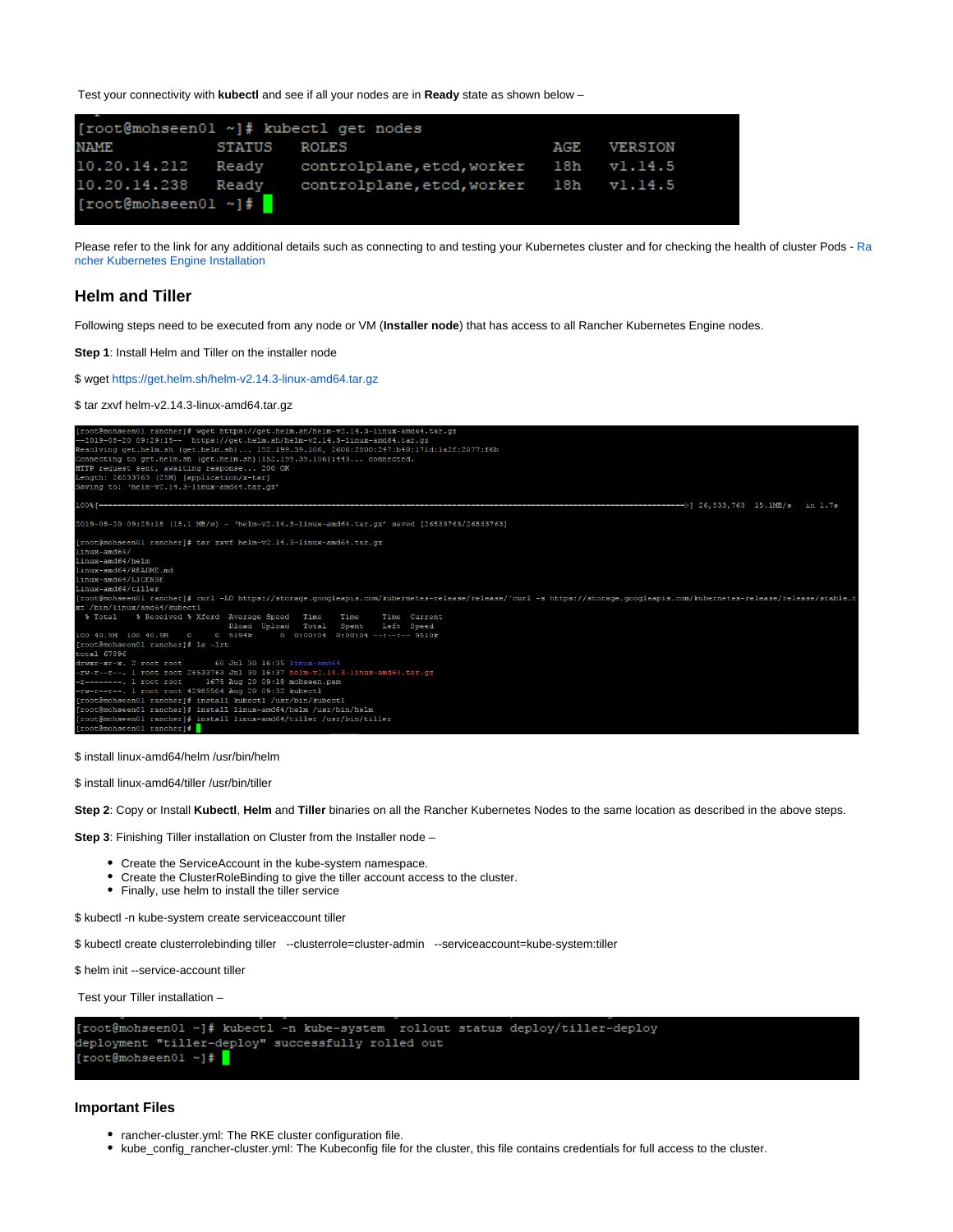Test your connectivity with **kubectl** and see if all your nodes are in **Ready** state as shown below –

```
[root@mohseen01 ~]# kubectl get nodes
NAME           STATUS   ROLES                      AGE   VERSION
10.20.14.212   Ready    controlplane,etcd,worker   18h   v1.14.5
10.20.14.238   Ready    controlplane,etcd,worker   18h   v1.14.5
[root@mohseen01 ~]#
```

Please refer to the link for any additional details such as connecting to and testing your Kubernetes cluster and for checking the health of cluster Pods - Rancher Kubernetes Engine Installation

## Helm and Tiller

Following steps need to be executed from any node or VM (**Installer node**) that has access to all Rancher Kubernetes Engine nodes.

**Step 1**: Install Helm and Tiller on the installer node

$ wget https://get.helm.sh/helm-v2.14.3-linux-amd64.tar.gz

$ tar zxvf helm-v2.14.3-linux-amd64.tar.gz

```
[root@mohseen01 rancher]# wget https://get.helm.sh/helm-v2.14.3-linux-amd64.tar.gz
--2019-08-20 09:29:15--  https://get.helm.sh/helm-v2.14.3-linux-amd64.tar.gz
Resolving get.helm.sh (get.helm.sh)... 152.199.39.106, 2606:2800:247:1b40:171d:1a2f:2077:f6b
Connecting to get.helm.sh (get.helm.sh)|152.199.39.106|:443... connected.
HTTP request sent, awaiting response... 200 OK
Length: 26533763 (25M) [application/x-tar]
Saving to: 'helm-v2.14.3-linux-amd64.tar.gz'

100%[=====================================================================>] 26,533,763  15.1MB/s   in 1.7s

2019-08-20 09:29:18 (15.1 MB/s) - 'helm-v2.14.3-linux-amd64.tar.gz' saved [26533763/26533763]

[root@mohseen01 rancher]# tar zxvf helm-v2.14.3-linux-amd64.tar.gz
linux-amd64/
linux-amd64/helm
linux-amd64/README.md
linux-amd64/LICENSE
linux-amd64/tiller
[root@mohseen01 rancher]# curl -LO https://storage.googleapis.com/kubernetes-release/release/`curl -s https://storage.googleapis.com/kubernetes-release/release/stable.txt`/bin/linux/amd64/kubectl
  % Total    % Received % Xferd  Average Speed   Time    Time     Time  Current
                                 Dload  Upload   Total   Spent    Left  Speed
100 40.9M  100 40.9M    0     0  9194k      0  0:00:04  0:00:04 --:--:-- 9510k
[root@mohseen01 rancher]# ls -lrt
total 67396
drwxr-xr-x. 2 root root       60 Jul 30 16:35 linux-amd64
-rw-r--r--. 1 root root 26533763 Jul 30 16:37 helm-v2.14.3-linux-amd64.tar.gz
-r--------. 1 root root     1675 Aug 20 09:18 mohseen.pem
-rw-r--r--. 1 root root 42985504 Aug 20 09:32 kubectl
[root@mohseen01 rancher]# install kubectl /usr/bin/kubectl
[root@mohseen01 rancher]# install linux-amd64/helm /usr/bin/helm
[root@mohseen01 rancher]# install linux-amd64/tiller /usr/bin/tiller
[root@mohseen01 rancher]#
```

$ install linux-amd64/helm /usr/bin/helm

$ install linux-amd64/tiller /usr/bin/tiller

**Step 2**: Copy or Install **Kubectl**, **Helm** and **Tiller** binaries on all the Rancher Kubernetes Nodes to the same location as described in the above steps.

**Step 3**: Finishing Tiller installation on Cluster from the Installer node –

- Create the ServiceAccount in the kube-system namespace.
- Create the ClusterRoleBinding to give the tiller account access to the cluster.
- Finally, use helm to install the tiller service

$ kubectl -n kube-system create serviceaccount tiller

$ kubectl create clusterrolebinding tiller --clusterrole=cluster-admin --serviceaccount=kube-system:tiller

$ helm init --service-account tiller

Test your Tiller installation –

```
[root@mohseen01 ~]# kubectl -n kube-system  rollout status deploy/tiller-deploy
deployment "tiller-deploy" successfully rolled out
[root@mohseen01 ~]#
```

### Important Files

- rancher-cluster.yml: The RKE cluster configuration file.
- kube_config_rancher-cluster.yml: The Kubeconfig file for the cluster, this file contains credentials for full access to the cluster.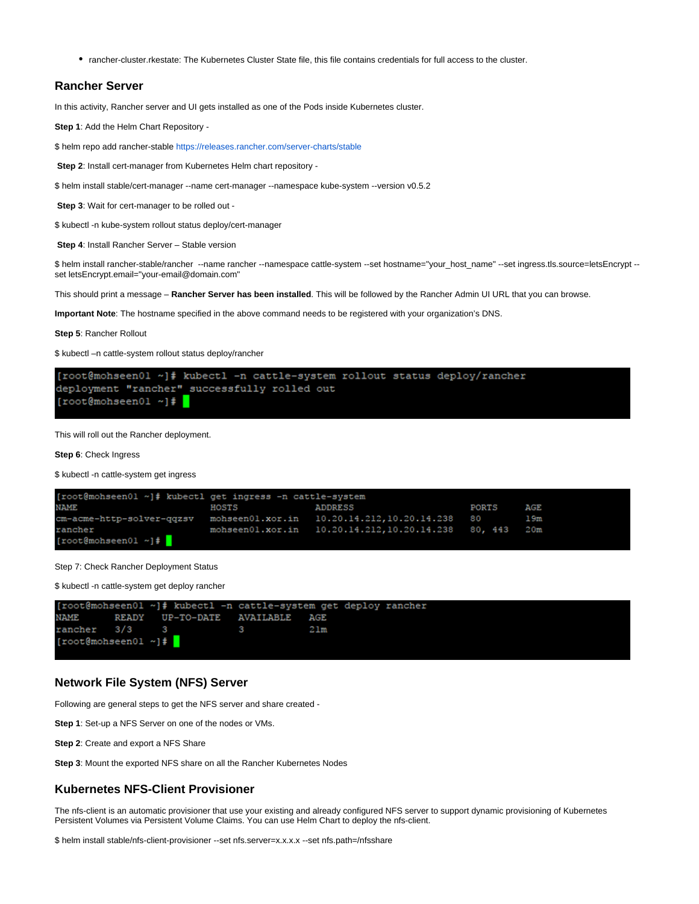- rancher-cluster.rkestate: The Kubernetes Cluster State file, this file contains credentials for full access to the cluster.

## Rancher Server

In this activity, Rancher server and UI gets installed as one of the Pods inside Kubernetes cluster.

**Step 1**: Add the Helm Chart Repository -

$ helm repo add rancher-stable https://releases.rancher.com/server-charts/stable

**Step 2**: Install cert-manager from Kubernetes Helm chart repository -

$ helm install stable/cert-manager --name cert-manager --namespace kube-system --version v0.5.2

**Step 3**: Wait for cert-manager to be rolled out -

$ kubectl -n kube-system rollout status deploy/cert-manager

**Step 4**: Install Rancher Server – Stable version

$ helm install rancher-stable/rancher  --name rancher --namespace cattle-system --set hostname="your_host_name" --set ingress.tls.source=letsEncrypt --set letsEncrypt.email="your-email@domain.com"

This should print a message – **Rancher Server has been installed**. This will be followed by the Rancher Admin UI URL that you can browse.

**Important Note**: The hostname specified in the above command needs to be registered with your organization's DNS.

**Step 5**: Rancher Rollout

$ kubectl –n cattle-system rollout status deploy/rancher

```
[root@mohseen01 ~]# kubectl -n cattle-system rollout status deploy/rancher
deployment "rancher" successfully rolled out
[root@mohseen01 ~]#
```

This will roll out the Rancher deployment.

**Step 6**: Check Ingress

$ kubectl -n cattle-system get ingress

```
[root@mohseen01 ~]# kubectl get ingress -n cattle-system
NAME                      HOSTS               ADDRESS                        PORTS     AGE
cm-acme-http-solver-qqzsv mohseen01.xor.in    10.20.14.212,10.20.14.238      80        19m
rancher                   mohseen01.xor.in    10.20.14.212,10.20.14.238      80, 443   20m
[root@mohseen01 ~]#
```

Step 7: Check Rancher Deployment Status

$ kubectl -n cattle-system get deploy rancher

```
[root@mohseen01 ~]# kubectl -n cattle-system get deploy rancher
NAME      READY   UP-TO-DATE   AVAILABLE   AGE
rancher   3/3     3            3           21m
[root@mohseen01 ~]#
```

## Network File System (NFS) Server

Following are general steps to get the NFS server and share created -

**Step 1**: Set-up a NFS Server on one of the nodes or VMs.

**Step 2**: Create and export a NFS Share

**Step 3**: Mount the exported NFS share on all the Rancher Kubernetes Nodes

## Kubernetes NFS-Client Provisioner

The nfs-client is an automatic provisioner that use your existing and already configured NFS server to support dynamic provisioning of Kubernetes Persistent Volumes via Persistent Volume Claims. You can use Helm Chart to deploy the nfs-client.

$ helm install stable/nfs-client-provisioner --set nfs.server=x.x.x.x --set nfs.path=/nfsshare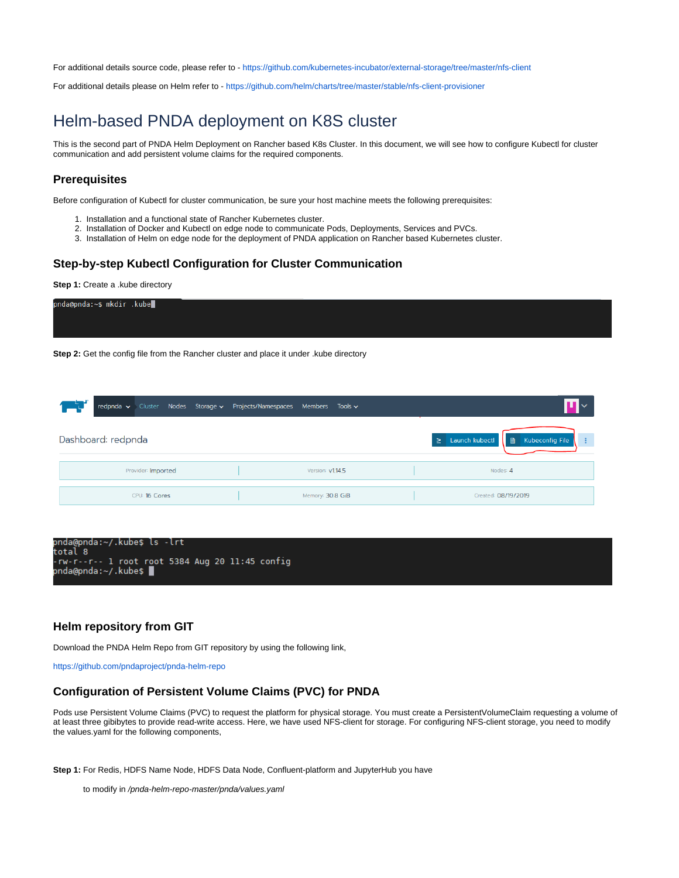For additional details source code, please refer to - https://github.com/kubernetes-incubator/external-storage/tree/master/nfs-client

For additional details please on Helm refer to - https://github.com/helm/charts/tree/master/stable/nfs-client-provisioner

# Helm-based PNDA deployment on K8S cluster

This is the second part of PNDA Helm Deployment on Rancher based K8s Cluster. In this document, we will see how to configure Kubectl for cluster communication and add persistent volume claims for the required components.

## Prerequisites

Before configuration of Kubectl for cluster communication, be sure your host machine meets the following prerequisites:

1. Installation and a functional state of Rancher Kubernetes cluster.
2. Installation of Docker and Kubectl on edge node to communicate Pods, Deployments, Services and PVCs.
3. Installation of Helm on edge node for the deployment of PNDA application on Rancher based Kubernetes cluster.

## Step-by-step Kubectl Configuration for Cluster Communication

**Step 1:** Create a .kube directory

```
pnda@pnda:~$ mkdir .kube
```

**Step 2:** Get the config file from the Rancher cluster and place it under .kube directory

```
pnda@pnda:~/.kube$ ls -lrt
total 8
-rw-r--r-- 1 root root 5384 Aug 20 11:45 config
pnda@pnda:~/.kube$
```

## Helm repository from GIT

Download the PNDA Helm Repo from GIT repository by using the following link,

https://github.com/pndaproject/pnda-helm-repo

## Configuration of Persistent Volume Claims (PVC) for PNDA

Pods use Persistent Volume Claims (PVC) to request the platform for physical storage. You must create a PersistentVolumeClaim requesting a volume of at least three gibibytes to provide read-write access. Here, we have used NFS-client for storage. For configuring NFS-client storage, you need to modify the values.yaml for the following components,

**Step 1:** For Redis, HDFS Name Node, HDFS Data Node, Confluent-platform and JupyterHub you have

to modify in */pnda-helm-repo-master/pnda/values.yaml*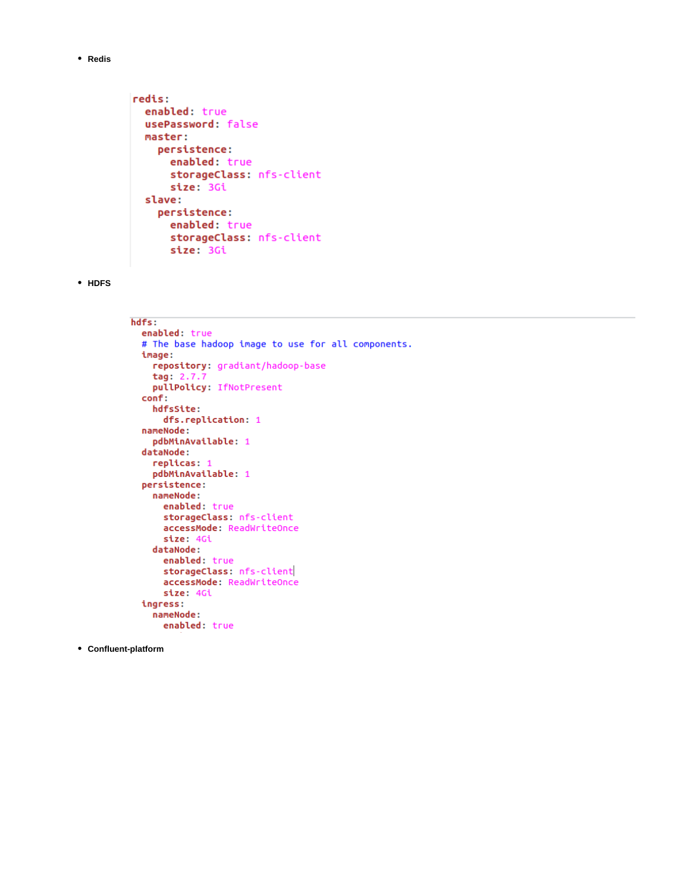- **Redis**

```yaml
redis:
  enabled: true
  usePassword: false
  master:
    persistence:
      enabled: true
      storageClass: nfs-client
      size: 3Gi
  slave:
    persistence:
      enabled: true
      storageClass: nfs-client
      size: 3Gi
```

- **HDFS**

```yaml
hdfs:
  enabled: true
  # The base hadoop image to use for all components.
  image:
    repository: gradiant/hadoop-base
    tag: 2.7.7
    pullPolicy: IfNotPresent
  conf:
    hdfsSite:
      dfs.replication: 1
  nameNode:
    pdbMinAvailable: 1
  dataNode:
    replicas: 1
    pdbMinAvailable: 1
  persistence:
    nameNode:
      enabled: true
      storageClass: nfs-client
      accessMode: ReadWriteOnce
      size: 4Gi
    dataNode:
      enabled: true
      storageClass: nfs-client
      accessMode: ReadWriteOnce
      size: 4Gi
  ingress:
    nameNode:
      enabled: true
```

- **Confluent-platform**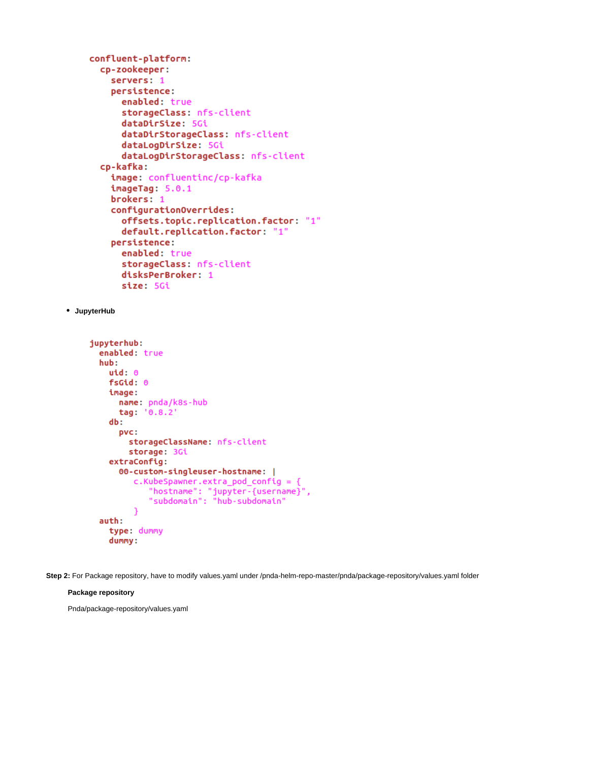```yaml
confluent-platform:
  cp-zookeeper:
    servers: 1
    persistence:
      enabled: true
      storageClass: nfs-client
      dataDirSize: 5Gi
      dataDirStorageClass: nfs-client
      dataLogDirSize: 5Gi
      dataLogDirStorageClass: nfs-client
  cp-kafka:
    image: confluentinc/cp-kafka
    imageTag: 5.0.1
    brokers: 1
    configurationOverrides:
      offsets.topic.replication.factor: "1"
      default.replication.factor: "1"
    persistence:
      enabled: true
      storageClass: nfs-client
      disksPerBroker: 1
      size: 5Gi
```

- **JupyterHub**

```yaml
jupyterhub:
  enabled: true
  hub:
    uid: 0
    fsGid: 0
    image:
      name: pnda/k8s-hub
      tag: '0.8.2'
    db:
      pvc:
        storageClassName: nfs-client
        storage: 3Gi
    extraConfig:
      00-custom-singleuser-hostname: |
        c.KubeSpawner.extra_pod_config = {
            "hostname": "jupyter-{username}",
            "subdomain": "hub-subdomain"
        }
  auth:
    type: dummy
    dummy:
```

**Step 2:** For Package repository, have to modify values.yaml under /pnda-helm-repo-master/pnda/package-repository/values.yaml folder

**Package repository**

Pnda/package-repository/values.yaml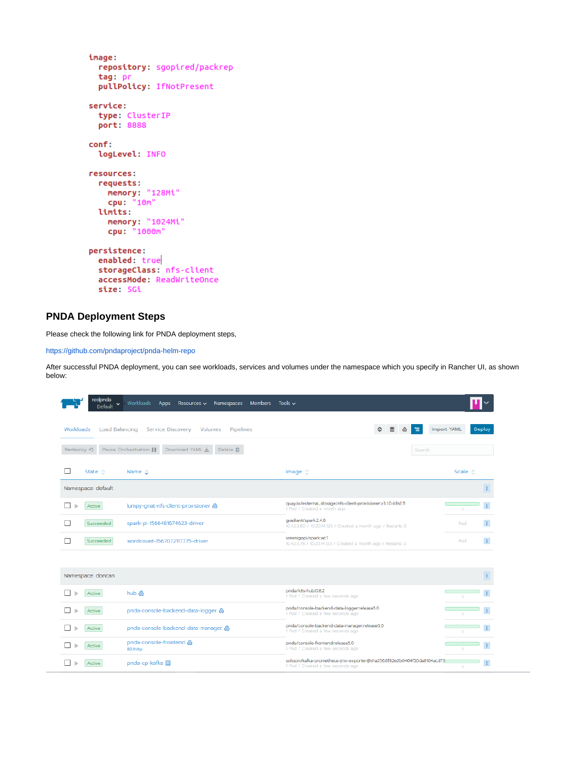```yaml
image:
  repository: sgopired/packrep
  tag: pr
  pullPolicy: IfNotPresent

service:
  type: ClusterIP
  port: 8888

conf:
  logLevel: INFO

resources:
  requests:
    memory: "128Mi"
    cpu: "10m"
  limits:
    memory: "1024Mi"
    cpu: "1000m"

persistence:
  enabled: true
  storageClass: nfs-client
  accessMode: ReadWriteOnce
  size: 5Gi
```

## PNDA Deployment Steps

Please check the following link for PNDA deployment steps,

https://github.com/pndaproject/pnda-helm-repo

After successful PNDA deployment, you can see workloads, services and volumes under the namespace which you specify in Rancher UI, as shown below: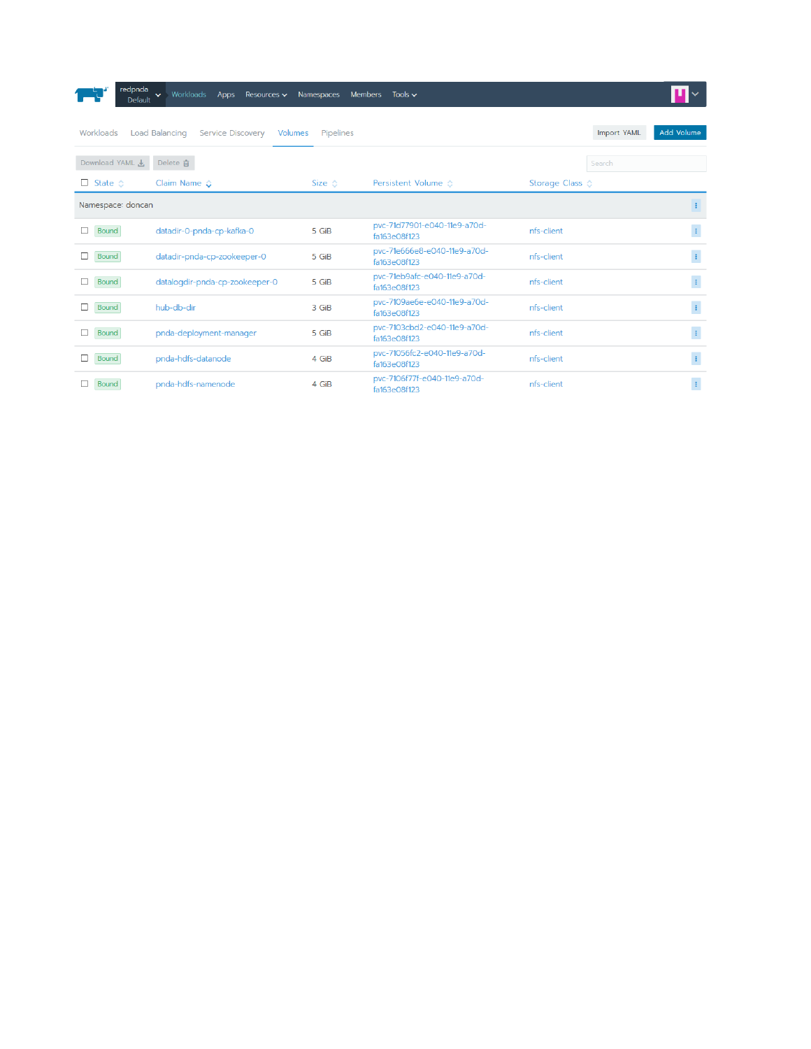redpnda
Default

Workloads Apps Resources Namespaces Members Tools

Workloads Load Balancing Service Discovery Volumes Pipelines

Import YAML Add Volume

Download YAML Delete

Search

| State | Claim Name | Size | Persistent Volume | Storage Class |
|---|---|---|---|---|
| Namespace: doncan | | | | |
| Bound | datadir-0-pnda-cp-kafka-0 | 5 GiB | pvc-71d77901-e040-11e9-a70d-fa163e08f123 | nfs-client |
| Bound | datadir-pnda-cp-zookeeper-0 | 5 GiB | pvc-71e666e8-e040-11e9-a70d-fa163e08f123 | nfs-client |
| Bound | datalogdir-pnda-cp-zookeeper-0 | 5 GiB | pvc-71eb9afc-e040-11e9-a70d-fa163e08f123 | nfs-client |
| Bound | hub-db-dir | 3 GiB | pvc-7109ae6e-e040-11e9-a70d-fa163e08f123 | nfs-client |
| Bound | pnda-deployment-manager | 5 GiB | pvc-7103cbd2-e040-11e9-a70d-fa163e08f123 | nfs-client |
| Bound | pnda-hdfs-datanode | 4 GiB | pvc-71056fc2-e040-11e9-a70d-fa163e08f123 | nfs-client |
| Bound | pnda-hdfs-namenode | 4 GiB | pvc-7106f77f-e040-11e9-a70d-fa163e08f123 | nfs-client |